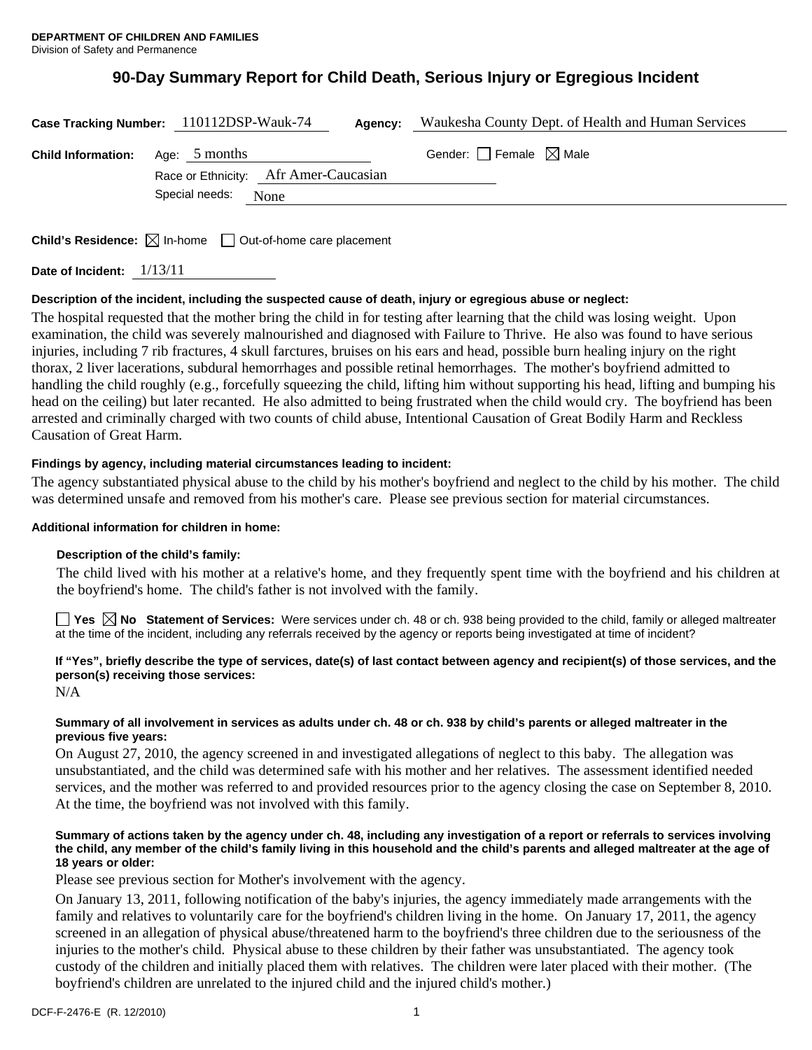**DEPARTMENT OF CHILDREN AND FAMILIES**
Division of Safety and Permanence

# 90-Day Summary Report for Child Death, Serious Injury or Egregious Incident

**Case Tracking Number:** 110112DSP-Wauk-74 **Agency:** Waukesha County Dept. of Health and Human Services

**Child Information:** Age: 5 months Gender: ☐ Female ☒ Male

Race or Ethnicity: Afr Amer-Caucasian

Special needs: None

**Child's Residence:** ☒ In-home ☐ Out-of-home care placement

**Date of Incident:** 1/13/11

**Description of the incident, including the suspected cause of death, injury or egregious abuse or neglect:**

The hospital requested that the mother bring the child in for testing after learning that the child was losing weight. Upon examination, the child was severely malnourished and diagnosed with Failure to Thrive. He also was found to have serious injuries, including 7 rib fractures, 4 skull farctures, bruises on his ears and head, possible burn healing injury on the right thorax, 2 liver lacerations, subdural hemorrhages and possible retinal hemorrhages. The mother's boyfriend admitted to handling the child roughly (e.g., forcefully squeezing the child, lifting him without supporting his head, lifting and bumping his head on the ceiling) but later recanted. He also admitted to being frustrated when the child would cry. The boyfriend has been arrested and criminally charged with two counts of child abuse, Intentional Causation of Great Bodily Harm and Reckless Causation of Great Harm.

**Findings by agency, including material circumstances leading to incident:**

The agency substantiated physical abuse to the child by his mother's boyfriend and neglect to the child by his mother. The child was determined unsafe and removed from his mother's care. Please see previous section for material circumstances.

**Additional information for children in home:**

**Description of the child's family:**

The child lived with his mother at a relative's home, and they frequently spent time with the boyfriend and his children at the boyfriend's home. The child's father is not involved with the family.

☐ **Yes** ☒ **No** **Statement of Services:** Were services under ch. 48 or ch. 938 being provided to the child, family or alleged maltreater at the time of the incident, including any referrals received by the agency or reports being investigated at time of incident?

**If "Yes", briefly describe the type of services, date(s) of last contact between agency and recipient(s) of those services, and the person(s) receiving those services:**

N/A

**Summary of all involvement in services as adults under ch. 48 or ch. 938 by child's parents or alleged maltreater in the previous five years:**

On August 27, 2010, the agency screened in and investigated allegations of neglect to this baby. The allegation was unsubstantiated, and the child was determined safe with his mother and her relatives. The assessment identified needed services, and the mother was referred to and provided resources prior to the agency closing the case on September 8, 2010. At the time, the boyfriend was not involved with this family.

**Summary of actions taken by the agency under ch. 48, including any investigation of a report or referrals to services involving the child, any member of the child's family living in this household and the child's parents and alleged maltreater at the age of 18 years or older:**

Please see previous section for Mother's involvement with the agency.

On January 13, 2011, following notification of the baby's injuries, the agency immediately made arrangements with the family and relatives to voluntarily care for the boyfriend's children living in the home. On January 17, 2011, the agency screened in an allegation of physical abuse/threatened harm to the boyfriend's three children due to the seriousness of the injuries to the mother's child. Physical abuse to these children by their father was unsubstantiated. The agency took custody of the children and initially placed them with relatives. The children were later placed with their mother. (The boyfriend's children are unrelated to the injured child and the injured child's mother.)

DCF-F-2476-E (R. 12/2010)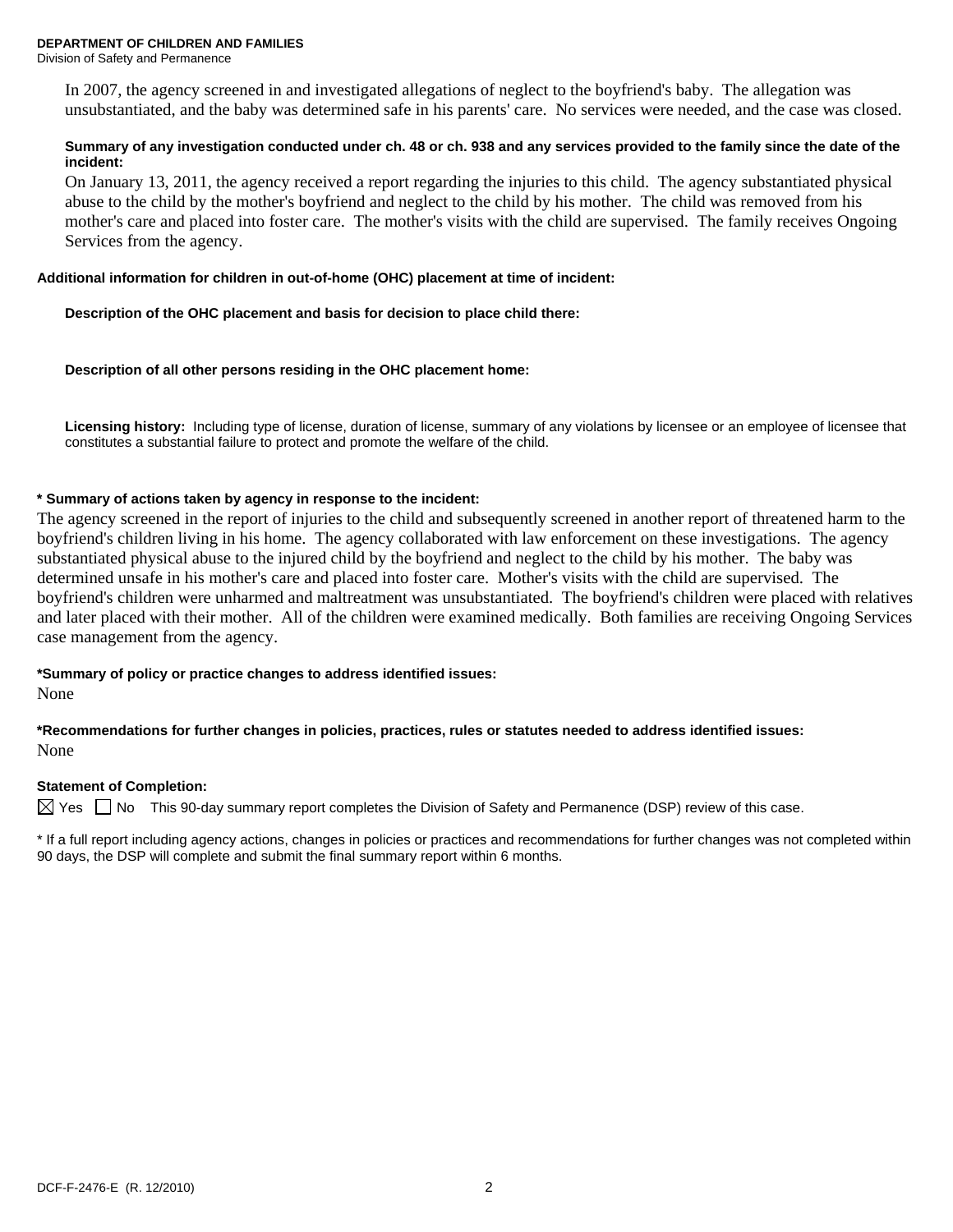In 2007, the agency screened in and investigated allegations of neglect to the boyfriend's baby. The allegation was unsubstantiated, and the baby was determined safe in his parents' care. No services were needed, and the case was closed.

**Summary of any investigation conducted under ch. 48 or ch. 938 and any services provided to the family since the date of the incident:**

On January 13, 2011, the agency received a report regarding the injuries to this child. The agency substantiated physical abuse to the child by the mother's boyfriend and neglect to the child by his mother. The child was removed from his mother's care and placed into foster care. The mother's visits with the child are supervised. The family receives Ongoing Services from the agency.

**Additional information for children in out-of-home (OHC) placement at time of incident:**

**Description of the OHC placement and basis for decision to place child there:**

**Description of all other persons residing in the OHC placement home:**

**Licensing history:** Including type of license, duration of license, summary of any violations by licensee or an employee of licensee that constitutes a substantial failure to protect and promote the welfare of the child.

**\* Summary of actions taken by agency in response to the incident:**

The agency screened in the report of injuries to the child and subsequently screened in another report of threatened harm to the boyfriend's children living in his home. The agency collaborated with law enforcement on these investigations. The agency substantiated physical abuse to the injured child by the boyfriend and neglect to the child by his mother. The baby was determined unsafe in his mother's care and placed into foster care. Mother's visits with the child are supervised. The boyfriend's children were unharmed and maltreatment was unsubstantiated. The boyfriend's children were placed with relatives and later placed with their mother. All of the children were examined medically. Both families are receiving Ongoing Services case management from the agency.

**\*Summary of policy or practice changes to address identified issues:**

None

**\*Recommendations for further changes in policies, practices, rules or statutes needed to address identified issues:**

None

**Statement of Completion:**

☒ Yes ☐ No This 90-day summary report completes the Division of Safety and Permanence (DSP) review of this case.

\* If a full report including agency actions, changes in policies or practices and recommendations for further changes was not completed within 90 days, the DSP will complete and submit the final summary report within 6 months.